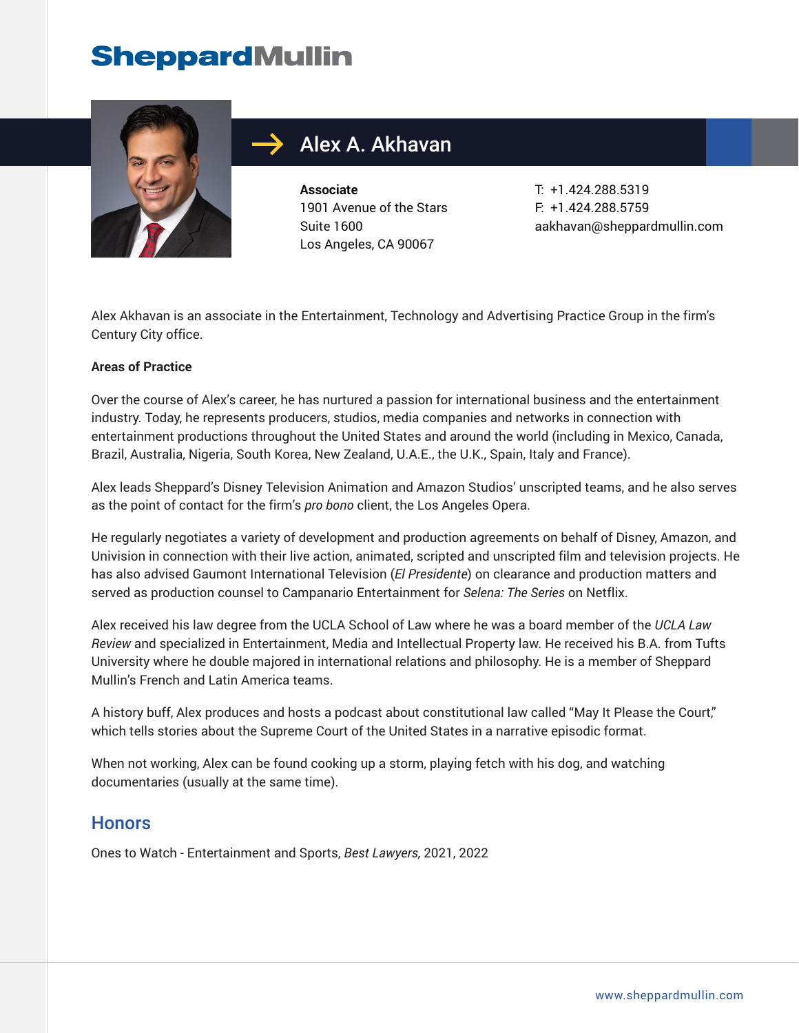# SheppardMullin

## Alex A. Akhavan

**Associate**
1901 Avenue of the Stars
Suite 1600
Los Angeles, CA 90067

T: +1.424.288.5319
F: +1.424.288.5759
aakhavan@sheppardmullin.com

Alex Akhavan is an associate in the Entertainment, Technology and Advertising Practice Group in the firm's Century City office.

**Areas of Practice**

Over the course of Alex's career, he has nurtured a passion for international business and the entertainment industry. Today, he represents producers, studios, media companies and networks in connection with entertainment productions throughout the United States and around the world (including in Mexico, Canada, Brazil, Australia, Nigeria, South Korea, New Zealand, U.A.E., the U.K., Spain, Italy and France).

Alex leads Sheppard's Disney Television Animation and Amazon Studios' unscripted teams, and he also serves as the point of contact for the firm's *pro bono* client, the Los Angeles Opera.

He regularly negotiates a variety of development and production agreements on behalf of Disney, Amazon, and Univision in connection with their live action, animated, scripted and unscripted film and television projects. He has also advised Gaumont International Television (*El Presidente*) on clearance and production matters and served as production counsel to Campanario Entertainment for *Selena: The Series* on Netflix.

Alex received his law degree from the UCLA School of Law where he was a board member of the *UCLA Law Review* and specialized in Entertainment, Media and Intellectual Property law. He received his B.A. from Tufts University where he double majored in international relations and philosophy. He is a member of Sheppard Mullin's French and Latin America teams.

A history buff, Alex produces and hosts a podcast about constitutional law called "May It Please the Court," which tells stories about the Supreme Court of the United States in a narrative episodic format.

When not working, Alex can be found cooking up a storm, playing fetch with his dog, and watching documentaries (usually at the same time).

## Honors

Ones to Watch - Entertainment and Sports, *Best Lawyers,* 2021, 2022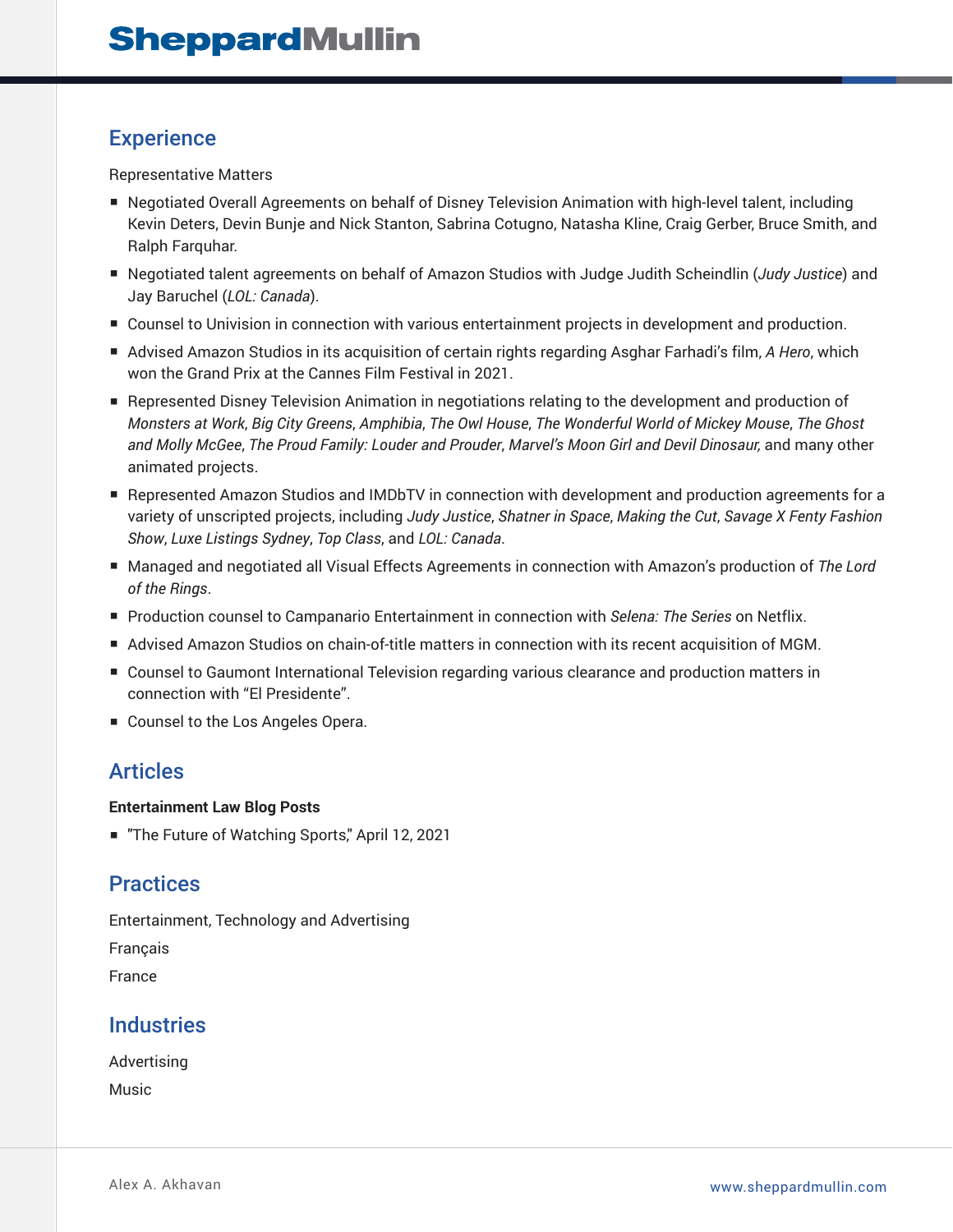## Experience

Representative Matters

- Negotiated Overall Agreements on behalf of Disney Television Animation with high-level talent, including Kevin Deters, Devin Bunje and Nick Stanton, Sabrina Cotugno, Natasha Kline, Craig Gerber, Bruce Smith, and Ralph Farquhar.
- Negotiated talent agreements on behalf of Amazon Studios with Judge Judith Scheindlin (*Judy Justice*) and Jay Baruchel (*LOL: Canada*).
- Counsel to Univision in connection with various entertainment projects in development and production.
- Advised Amazon Studios in its acquisition of certain rights regarding Asghar Farhadi's film, *A Hero*, which won the Grand Prix at the Cannes Film Festival in 2021.
- Represented Disney Television Animation in negotiations relating to the development and production of *Monsters at Work*, *Big City Greens*, *Amphibia*, *The Owl House*, *The Wonderful World of Mickey Mouse*, *The Ghost and Molly McGee*, *The Proud Family: Louder and Prouder*, *Marvel's Moon Girl and Devil Dinosaur,* and many other animated projects.
- Represented Amazon Studios and IMDbTV in connection with development and production agreements for a variety of unscripted projects, including *Judy Justice*, *Shatner in Space*, *Making the Cut*, *Savage X Fenty Fashion Show*, *Luxe Listings Sydney*, *Top Class*, and *LOL: Canada*.
- Managed and negotiated all Visual Effects Agreements in connection with Amazon's production of *The Lord of the Rings*.
- Production counsel to Campanario Entertainment in connection with *Selena: The Series* on Netflix.
- Advised Amazon Studios on chain-of-title matters in connection with its recent acquisition of MGM.
- Counsel to Gaumont International Television regarding various clearance and production matters in connection with "El Presidente".
- Counsel to the Los Angeles Opera.

## Articles

**Entertainment Law Blog Posts**

- "The Future of Watching Sports," April 12, 2021

## Practices

Entertainment, Technology and Advertising

Français

France

## Industries

Advertising

Music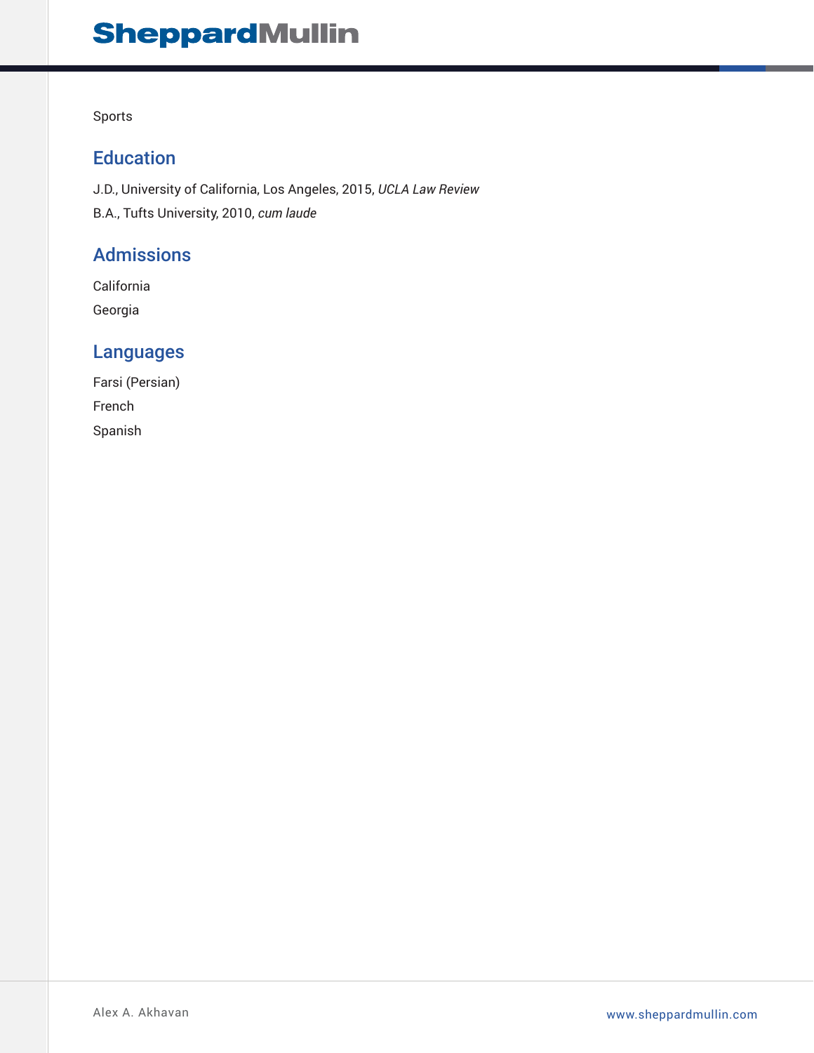Sports

## Education

J.D., University of California, Los Angeles, 2015, *UCLA Law Review*

B.A., Tufts University, 2010, *cum laude*

## Admissions

California

Georgia

## Languages

Farsi (Persian)

French

Spanish